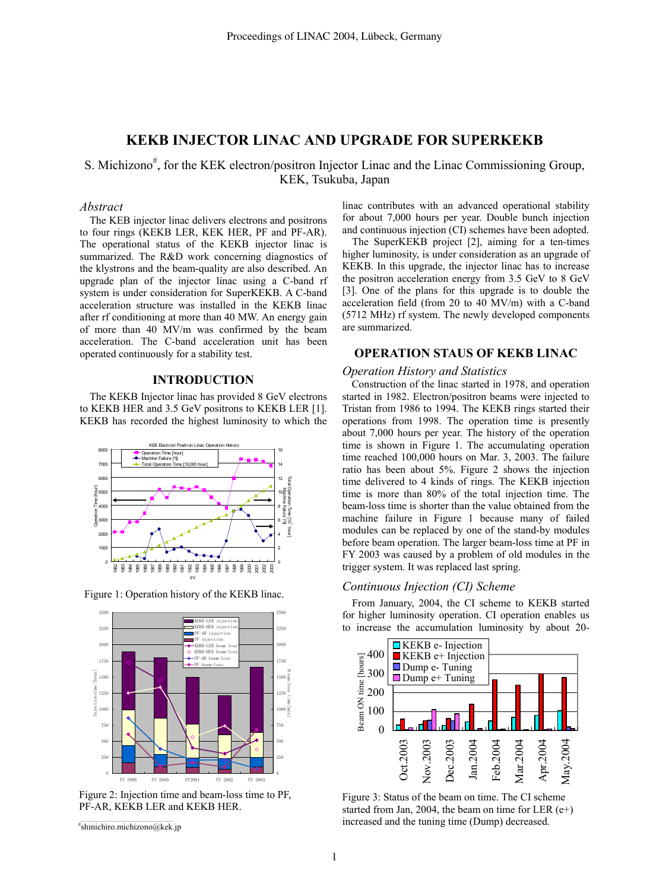# KEKB INJECTOR LINAC AND UPGRADE FOR SUPERKEKB

S. Michizono#, for the KEK electron/positron Injector Linac and the Linac Commissioning Group, KEK, Tsukuba, Japan

## *Abstract*

The KEB injector linac delivers electrons and positrons to four rings (KEKB LER, KEK HER, PF and PF-AR). The operational status of the KEKB injector linac is summarized. The R&D work concerning diagnostics of the klystrons and the beam-quality are also described. An upgrade plan of the injector linac using a C-band rf system is under consideration for SuperKEKB. A C-band acceleration structure was installed in the KEKB linac after rf conditioning at more than 40 MW. An energy gain of more than 40 MV/m was confirmed by the beam acceleration. The C-band acceleration unit has been operated continuously for a stability test.

## INTRODUCTION

The KEKB Injector linac has provided 8 GeV electrons to KEKB HER and 3.5 GeV positrons to KEKB LER [1]. KEKB has recorded the highest luminosity to which the linac contributes with an advanced operational stability for about 7,000 hours per year. Double bunch injection and continuous injection (CI) schemes have been adopted.

The SuperKEKB project [2], aiming for a ten-times higher luminosity, is under consideration as an upgrade of KEKB. In this upgrade, the injector linac has to increase the positron acceleration energy from 3.5 GeV to 8 GeV [3]. One of the plans for this upgrade is to double the acceleration field (from 20 to 40 MV/m) with a C-band (5712 MHz) rf system. The newly developed components are summarized.

Figure 1: Operation history of the KEKB linac.

Figure 2: Injection time and beam-loss time to PF, PF-AR, KEKB LER and KEKB HER.

## OPERATION STAUS OF KEKB LINAC

### *Operation History and Statistics*

Construction of the linac started in 1978, and operation started in 1982. Electron/positron beams were injected to Tristan from 1986 to 1994. The KEKB rings started their operations from 1998. The operation time is presently about 7,000 hours per year. The history of the operation time is shown in Figure 1. The accumulating operation time reached 100,000 hours on Mar. 3, 2003. The failure ratio has been about 5%. Figure 2 shows the injection time delivered to 4 kinds of rings. The KEKB injection time is more than 80% of the total injection time. The beam-loss time is shorter than the value obtained from the machine failure in Figure 1 because many of failed modules can be replaced by one of the stand-by modules before beam operation. The larger beam-loss time at PF in FY 2003 was caused by a problem of old modules in the trigger system. It was replaced last spring.

### *Continuous Injection (CI) Scheme*

From January, 2004, the CI scheme to KEKB started for higher luminosity operation. CI operation enables us to increase the accumulation luminosity by about 20-

Figure 3: Status of the beam on time. The CI scheme started from Jan, 2004, the beam on time for LER (e+) increased and the tuning time (Dump) decreased.

#shinichiro.michizono@kek.jp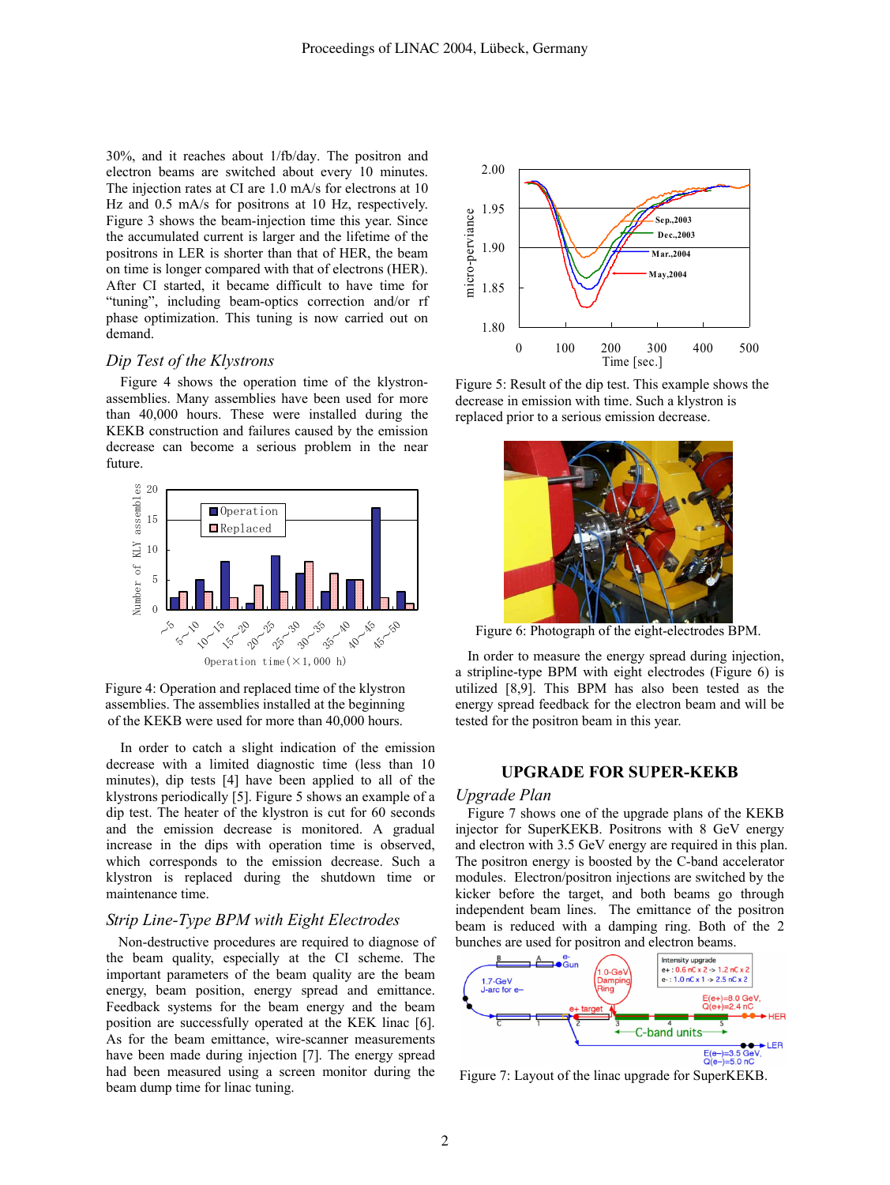30%, and it reaches about 1/fb/day. The positron and electron beams are switched about every 10 minutes. The injection rates at CI are 1.0 mA/s for electrons at 10 Hz and 0.5 mA/s for positrons at 10 Hz, respectively. Figure 3 shows the beam-injection time this year. Since the accumulated current is larger and the lifetime of the positrons in LER is shorter than that of HER, the beam on time is longer compared with that of electrons (HER). After CI started, it became difficult to have time for "tuning", including beam-optics correction and/or rf phase optimization. This tuning is now carried out on demand.

### *Dip Test of the Klystrons*

Figure 4 shows the operation time of the klystron-assemblies. Many assemblies have been used for more than 40,000 hours. These were installed during the KEKB construction and failures caused by the emission decrease can become a serious problem in the near future.

Figure 4: Operation and replaced time of the klystron assemblies. The assemblies installed at the beginning of the KEKB were used for more than 40,000 hours.

In order to catch a slight indication of the emission decrease with a limited diagnostic time (less than 10 minutes), dip tests [4] have been applied to all of the klystrons periodically [5]. Figure 5 shows an example of a dip test. The heater of the klystron is cut for 60 seconds and the emission decrease is monitored. A gradual increase in the dips with operation time is observed, which corresponds to the emission decrease. Such a klystron is replaced during the shutdown time or maintenance time.

### *Strip Line-Type BPM with Eight Electrodes*

Non-destructive procedures are required to diagnose of the beam quality, especially at the CI scheme. The important parameters of the beam quality are the beam energy, beam position, energy spread and emittance. Feedback systems for the beam energy and the beam position are successfully operated at the KEK linac [6]. As for the beam emittance, wire-scanner measurements have been made during injection [7]. The energy spread had been measured using a screen monitor during the beam dump time for linac tuning.

Figure 5: Result of the dip test. This example shows the decrease in emission with time. Such a klystron is replaced prior to a serious emission decrease.

Figure 6: Photograph of the eight-electrodes BPM.

In order to measure the energy spread during injection, a stripline-type BPM with eight electrodes (Figure 6) is utilized [8,9]. This BPM has also been tested as the energy spread feedback for the electron beam and will be tested for the positron beam in this year.

## UPGRADE FOR SUPER-KEKB

### *Upgrade Plan*

Figure 7 shows one of the upgrade plans of the KEKB injector for SuperKEKB. Positrons with 8 GeV energy and electron with 3.5 GeV energy are required in this plan. The positron energy is boosted by the C-band accelerator modules. Electron/positron injections are switched by the kicker before the target, and both beams go through independent beam lines. The emittance of the positron beam is reduced with a damping ring. Both of the 2 bunches are used for positron and electron beams.

Figure 7: Layout of the linac upgrade for SuperKEKB.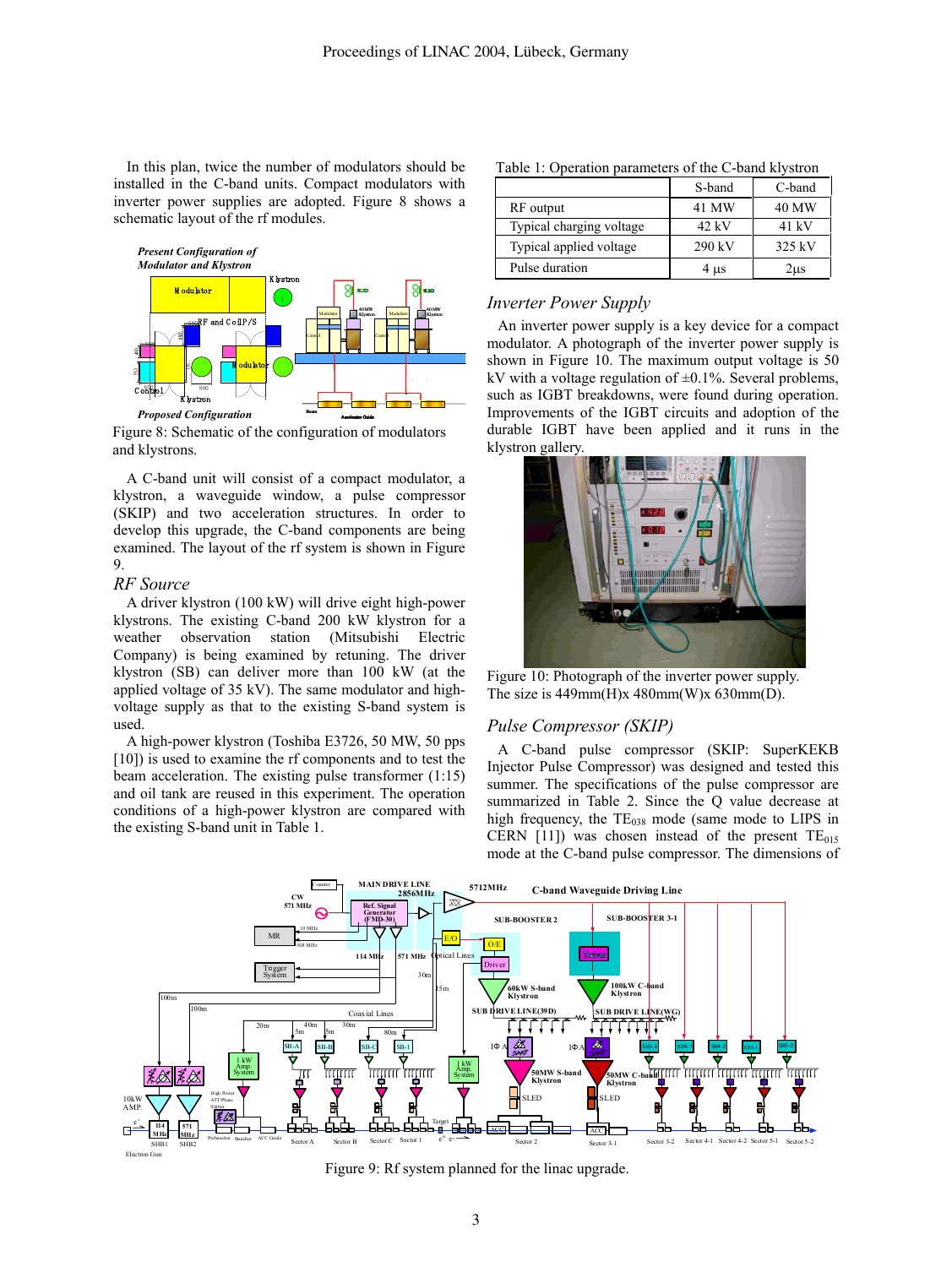In this plan, twice the number of modulators should be installed in the C-band units. Compact modulators with inverter power supplies are adopted. Figure 8 shows a schematic layout of the rf modules.

Figure 8: Schematic of the configuration of modulators and klystrons.

A C-band unit will consist of a compact modulator, a klystron, a waveguide window, a pulse compressor (SKIP) and two acceleration structures. In order to develop this upgrade, the C-band components are being examined. The layout of the rf system is shown in Figure 9.

## RF Source

A driver klystron (100 kW) will drive eight high-power klystrons. The existing C-band 200 kW klystron for a weather observation station (Mitsubishi Electric Company) is being examined by retuning. The driver klystron (SB) can deliver more than 100 kW (at the applied voltage of 35 kV). The same modulator and high-voltage supply as that to the existing S-band system is used.

A high-power klystron (Toshiba E3726, 50 MW, 50 pps [10]) is used to examine the rf components and to test the beam acceleration. The existing pulse transformer (1:15) and oil tank are reused in this experiment. The operation conditions of a high-power klystron are compared with the existing S-band unit in Table 1.

Table 1: Operation parameters of the C-band klystron

| | S-band | C-band |
|---|---|---|
| RF output | 41 MW | 40 MW |
| Typical charging voltage | 42 kV | 41 kV |
| Typical applied voltage | 290 kV | 325 kV |
| Pulse duration | 4 μs | 2μs |

## Inverter Power Supply

An inverter power supply is a key device for a compact modulator. A photograph of the inverter power supply is shown in Figure 10. The maximum output voltage is 50 kV with a voltage regulation of ±0.1%. Several problems, such as IGBT breakdowns, were found during operation. Improvements of the IGBT circuits and adoption of the durable IGBT have been applied and it runs in the klystron gallery.

Figure 10: Photograph of the inverter power supply. The size is 449mm(H)x 480mm(W)x 630mm(D).

## Pulse Compressor (SKIP)

A C-band pulse compressor (SKIP: SuperKEKB Injector Pulse Compressor) was designed and tested this summer. The specifications of the pulse compressor are summarized in Table 2. Since the Q value decrease at high frequency, the $TE_{038}$ mode (same mode to LIPS in CERN [11]) was chosen instead of the present $TE_{015}$ mode at the C-band pulse compressor. The dimensions of

Figure 9: Rf system planned for the linac upgrade.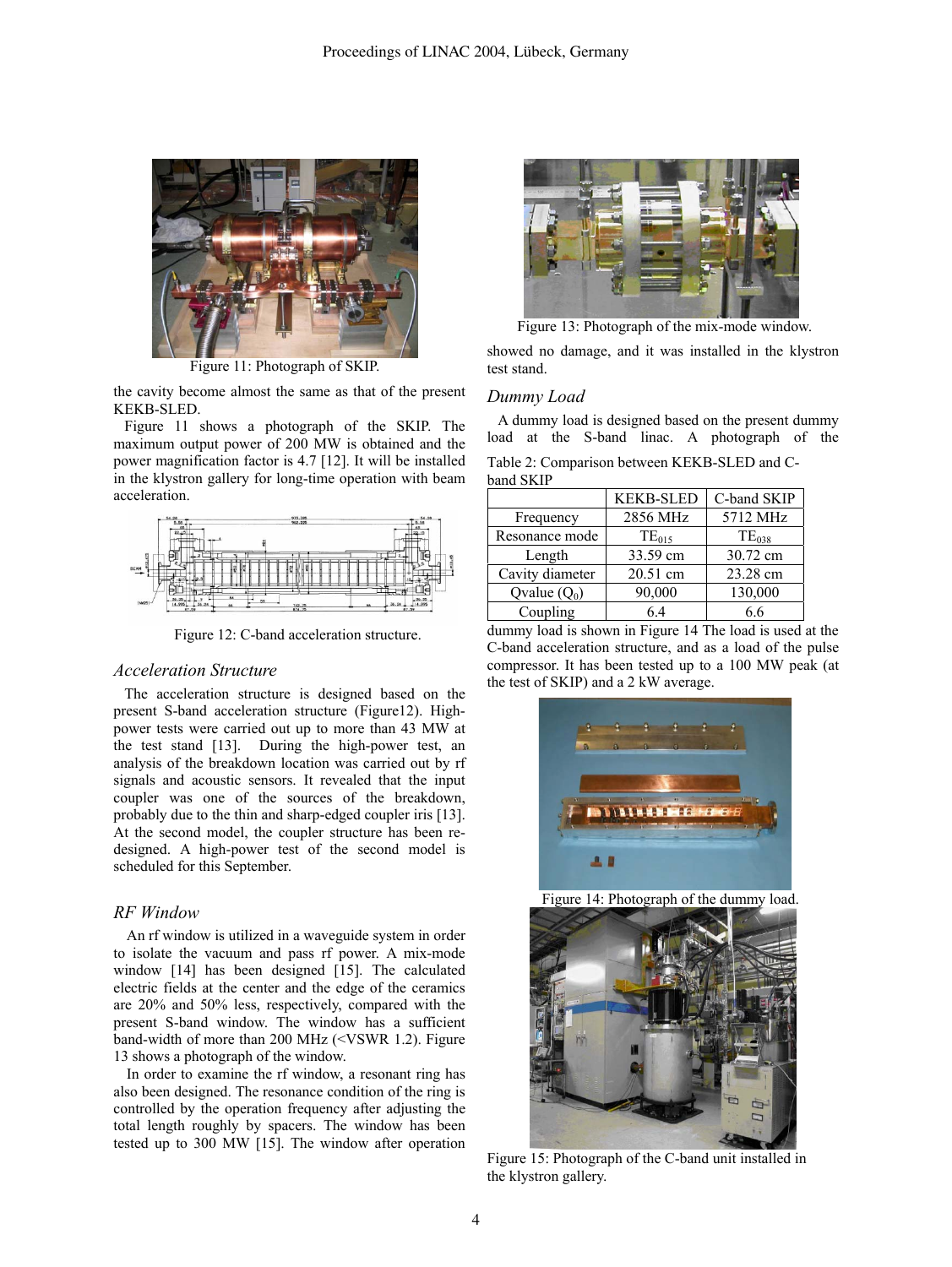Figure 11: Photograph of SKIP.

the cavity become almost the same as that of the present KEKB-SLED.

Figure 11 shows a photograph of the SKIP. The maximum output power of 200 MW is obtained and the power magnification factor is 4.7 [12]. It will be installed in the klystron gallery for long-time operation with beam acceleration.

Figure 12: C-band acceleration structure.

### *Acceleration Structure*

The acceleration structure is designed based on the present S-band acceleration structure (Figure12). High-power tests were carried out up to more than 43 MW at the test stand [13]. During the high-power test, an analysis of the breakdown location was carried out by rf signals and acoustic sensors. It revealed that the input coupler was one of the sources of the breakdown, probably due to the thin and sharp-edged coupler iris [13]. At the second model, the coupler structure has been re-designed. A high-power test of the second model is scheduled for this September.

### *RF Window*

An rf window is utilized in a waveguide system in order to isolate the vacuum and pass rf power. A mix-mode window [14] has been designed [15]. The calculated electric fields at the center and the edge of the ceramics are 20% and 50% less, respectively, compared with the present S-band window. The window has a sufficient band-width of more than 200 MHz (<VSWR 1.2). Figure 13 shows a photograph of the window.

In order to examine the rf window, a resonant ring has also been designed. The resonance condition of the ring is controlled by the operation frequency after adjusting the total length roughly by spacers. The window has been tested up to 300 MW [15]. The window after operation showed no damage, and it was installed in the klystron test stand.

Figure 13: Photograph of the mix-mode window.

### *Dummy Load*

A dummy load is designed based on the present dummy load at the S-band linac. A photograph of the dummy load is shown in Figure 14 The load is used at the C-band acceleration structure, and as a load of the pulse compressor. It has been tested up to a 100 MW peak (at the test of SKIP) and a 2 kW average.

Table 2: Comparison between KEKB-SLED and C-band SKIP

| | KEKB-SLED | C-band SKIP |
|---|---|---|
| Frequency | 2856 MHz | 5712 MHz |
| Resonance mode | $TE_{015}$ | $TE_{038}$ |
| Length | 33.59 cm | 30.72 cm |
| Cavity diameter | 20.51 cm | 23.28 cm |
| Qvalue ($Q_0$) | 90,000 | 130,000 |
| Coupling | 6.4 | 6.6 |

Figure 14: Photograph of the dummy load.

Figure 15: Photograph of the C-band unit installed in the klystron gallery.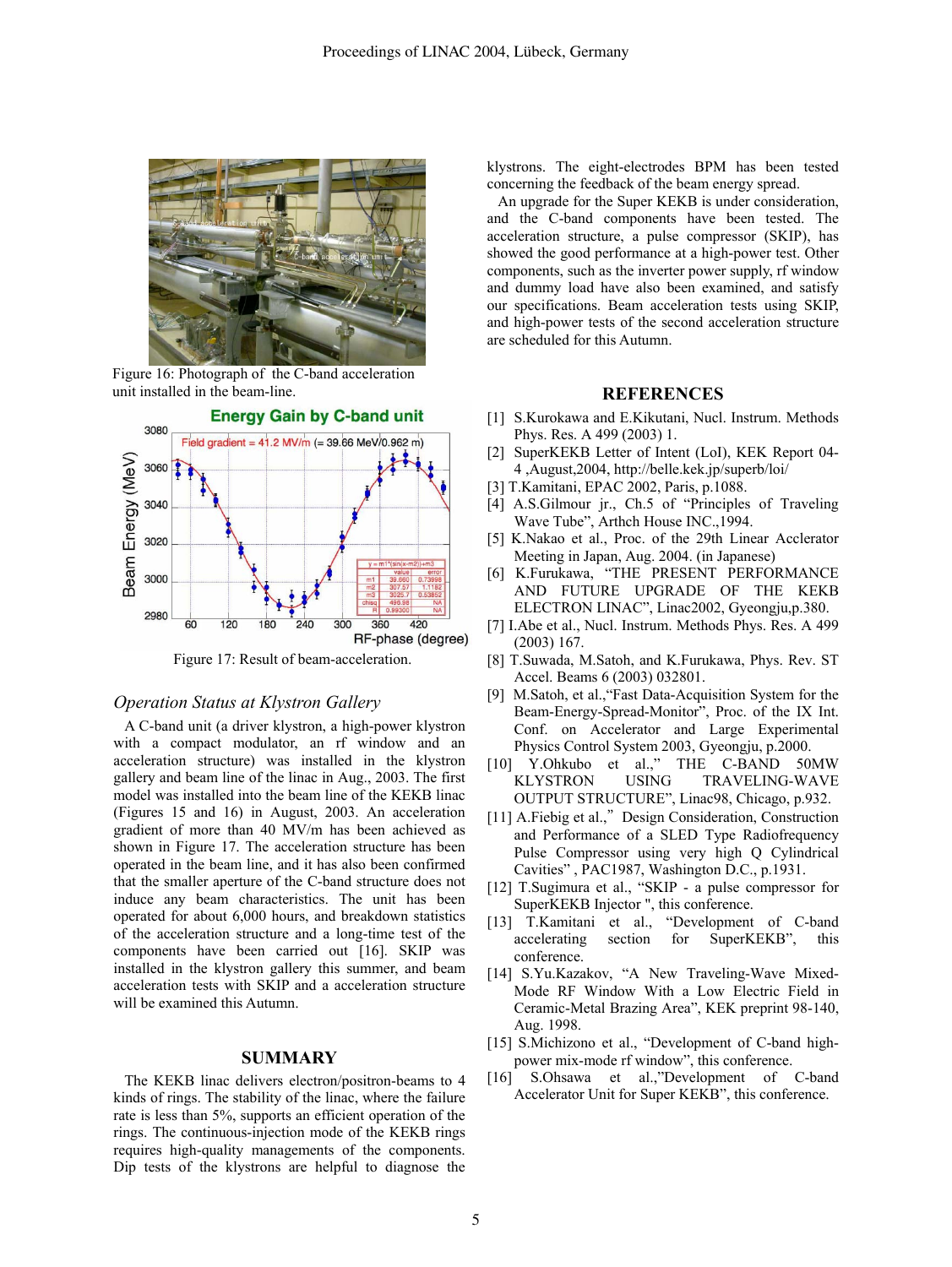Figure 16: Photograph of the C-band acceleration unit installed in the beam-line.

Energy Gain by C-band unit

Field gradient = 41.2 MV/m (= 39.66 MeV/0.962 m)

Beam Energy (MeV)

3080
3060
3040
3020
3000
2980

60 120 180 240 300 360 420

RF-phase (degree)

y = m1*(sin(x-m2))+m3

| | Value | Error |
|---|---|---|
| m1 | 39.660 | 0.73998 |
| m2 | 307.57 | 1.1182 |
| m3 | 3025.7 | 0.53852 |
| Chisq | 490.98 | NA |
| R | 0.99300 | NA |

Figure 17: Result of beam-acceleration.

### *Operation Status at Klystron Gallery*

A C-band unit (a driver klystron, a high-power klystron with a compact modulator, an rf window and an acceleration structure) was installed in the klystron gallery and beam line of the linac in Aug., 2003. The first model was installed into the beam line of the KEKB linac (Figures 15 and 16) in August, 2003. An acceleration gradient of more than 40 MV/m has been achieved as shown in Figure 17. The acceleration structure has been operated in the beam line, and it has also been confirmed that the smaller aperture of the C-band structure does not induce any beam characteristics. The unit has been operated for about 6,000 hours, and breakdown statistics of the acceleration structure and a long-time test of the components have been carried out [16]. SKIP was installed in the klystron gallery this summer, and beam acceleration tests with SKIP and a acceleration structure will be examined this Autumn.

## SUMMARY

The KEKB linac delivers electron/positron-beams to 4 kinds of rings. The stability of the linac, where the failure rate is less than 5%, supports an efficient operation of the rings. The continuous-injection mode of the KEKB rings requires high-quality managements of the components. Dip tests of the klystrons are helpful to diagnose the klystrons. The eight-electrodes BPM has been tested concerning the feedback of the beam energy spread.

An upgrade for the Super KEKB is under consideration, and the C-band components have been tested. The acceleration structure, a pulse compressor (SKIP), has showed the good performance at a high-power test. Other components, such as the inverter power supply, rf window and dummy load have also been examined, and satisfy our specifications. Beam acceleration tests using SKIP, and high-power tests of the second acceleration structure are scheduled for this Autumn.

## REFERENCES

[1] S.Kurokawa and E.Kikutani, Nucl. Instrum. Methods Phys. Res. A 499 (2003) 1.

[2] SuperKEKB Letter of Intent (LoI), KEK Report 04-4 ,August,2004, http://belle.kek.jp/superb/loi/

[3] T.Kamitani, EPAC 2002, Paris, p.1088.

[4] A.S.Gilmour jr., Ch.5 of "Principles of Traveling Wave Tube", Arthch House INC.,1994.

[5] K.Nakao et al., Proc. of the 29th Linear Acclerator Meeting in Japan, Aug. 2004. (in Japanese)

[6] K.Furukawa, "THE PRESENT PERFORMANCE AND FUTURE UPGRADE OF THE KEKB ELECTRON LINAC", Linac2002, Gyeongju,p.380.

[7] I.Abe et al., Nucl. Instrum. Methods Phys. Res. A 499 (2003) 167.

[8] T.Suwada, M.Satoh, and K.Furukawa, Phys. Rev. ST Accel. Beams 6 (2003) 032801.

[9] M.Satoh, et al.,"Fast Data-Acquisition System for the Beam-Energy-Spread-Monitor", Proc. of the IX Int. Conf. on Accelerator and Large Experimental Physics Control System 2003, Gyeongju, p.2000.

[10] Y.Ohkubo et al.," THE C-BAND 50MW KLYSTRON USING TRAVELING-WAVE OUTPUT STRUCTURE", Linac98, Chicago, p.932.

[11] A.Fiebig et al.," Design Consideration, Construction and Performance of a SLED Type Radiofrequency Pulse Compressor using very high Q Cylindrical Cavities" , PAC1987, Washington D.C., p.1931.

[12] T.Sugimura et al., "SKIP - a pulse compressor for SuperKEKB Injector ", this conference.

[13] T.Kamitani et al., "Development of C-band accelerating section for SuperKEKB", this conference.

[14] S.Yu.Kazakov, "A New Traveling-Wave Mixed-Mode RF Window With a Low Electric Field in Ceramic-Metal Brazing Area", KEK preprint 98-140, Aug. 1998.

[15] S.Michizono et al., "Development of C-band high-power mix-mode rf window", this conference.

[16] S.Ohsawa et al.,"Development of C-band Accelerator Unit for Super KEKB", this conference.